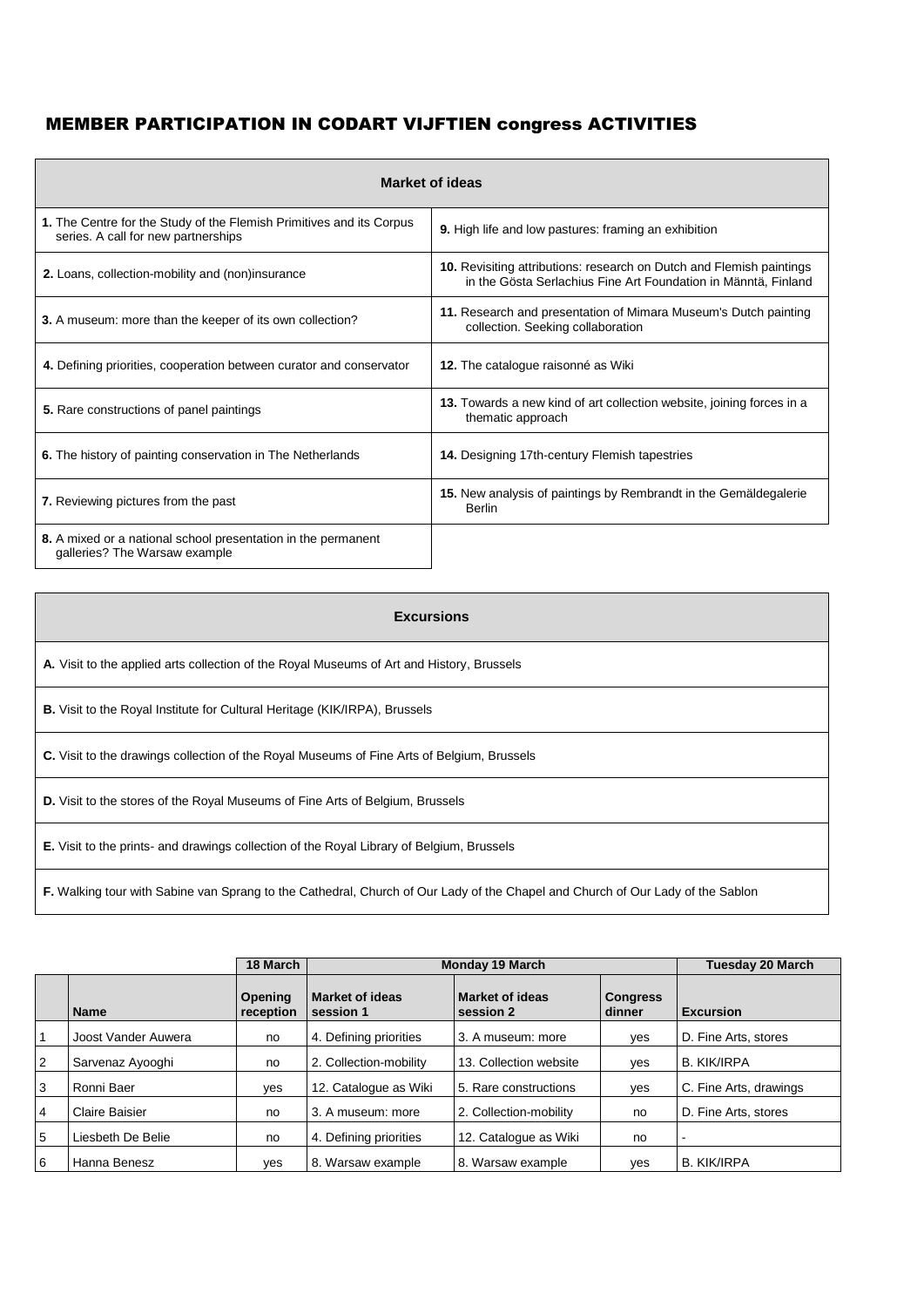## MEMBER PARTICIPATION IN CODART VIJFTIEN congress ACTIVITIES

| Market of ideas | |
|---|---|
| **1.** The Centre for the Study of the Flemish Primitives and its Corpus series. A call for new partnerships | **9.** High life and low pastures: framing an exhibition |
| **2.** Loans, collection-mobility and (non)insurance | **10.** Revisiting attributions: research on Dutch and Flemish paintings in the Gösta Serlachius Fine Art Foundation in Männtä, Finland |
| **3.** A museum: more than the keeper of its own collection? | **11.** Research and presentation of Mimara Museum's Dutch painting collection. Seeking collaboration |
| **4.** Defining priorities, cooperation between curator and conservator | **12.** The catalogue raisonné as Wiki |
| **5.** Rare constructions of panel paintings | **13.** Towards a new kind of art collection website, joining forces in a thematic approach |
| **6.** The history of painting conservation in The Netherlands | **14.** Designing 17th-century Flemish tapestries |
| **7.** Reviewing pictures from the past | **15.** New analysis of paintings by Rembrandt in the Gemäldegalerie Berlin |
| **8.** A mixed or a national school presentation in the permanent galleries? The Warsaw example | |

| Excursions |
|---|
| **A.** Visit to the applied arts collection of the Royal Museums of Art and History, Brussels |
| **B.** Visit to the Royal Institute for Cultural Heritage (KIK/IRPA), Brussels |
| **C.** Visit to the drawings collection of the Royal Museums of Fine Arts of Belgium, Brussels |
| **D.** Visit to the stores of the Royal Museums of Fine Arts of Belgium, Brussels |
| **E.** Visit to the prints- and drawings collection of the Royal Library of Belgium, Brussels |
| **F.** Walking tour with Sabine van Sprang to the Cathedral, Church of Our Lady of the Chapel and Church of Our Lady of the Sablon |

| | | 18 March | Monday 19 March | | | Tuesday 20 March |
|---|---|---|---|---|---|---|
| | **Name** | **Opening reception** | **Market of ideas session 1** | **Market of ideas session 2** | **Congress dinner** | **Excursion** |
| 1 | Joost Vander Auwera | no | 4. Defining priorities | 3. A museum: more | yes | D. Fine Arts, stores |
| 2 | Sarvenaz Ayooghi | no | 2. Collection-mobility | 13. Collection website | yes | B. KIK/IRPA |
| 3 | Ronni Baer | yes | 12. Catalogue as Wiki | 5. Rare constructions | yes | C. Fine Arts, drawings |
| 4 | Claire Baisier | no | 3. A museum: more | 2. Collection-mobility | no | D. Fine Arts, stores |
| 5 | Liesbeth De Belie | no | 4. Defining priorities | 12. Catalogue as Wiki | no | - |
| 6 | Hanna Benesz | yes | 8. Warsaw example | 8. Warsaw example | yes | B. KIK/IRPA |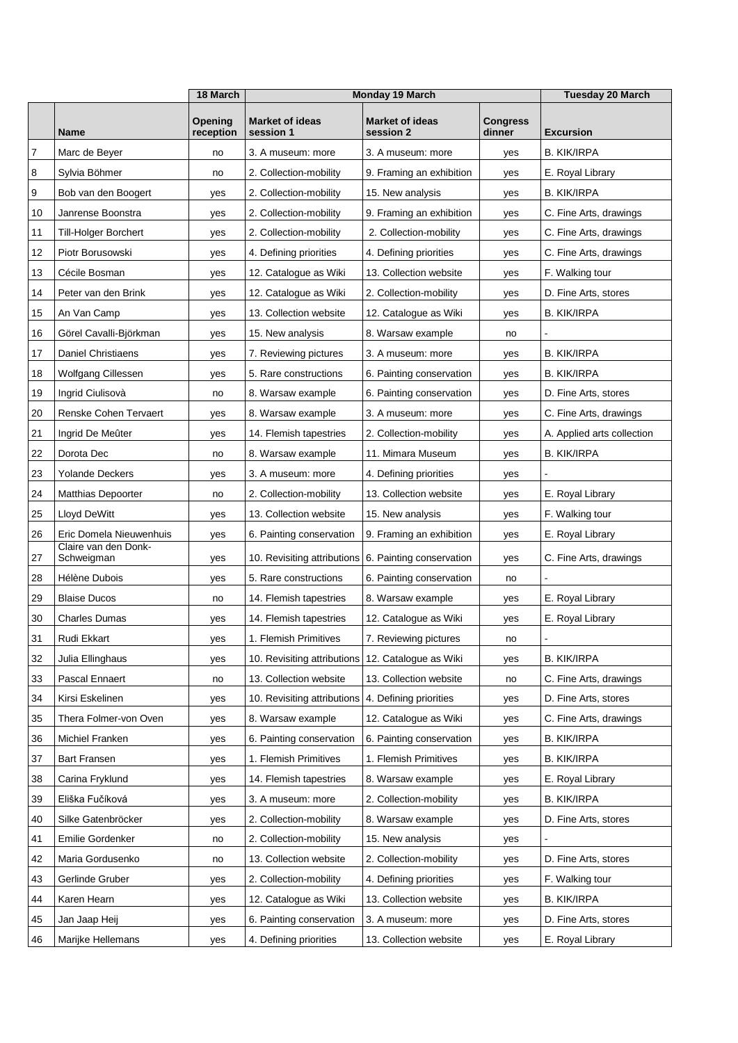| | | 18 March | Monday 19 March | | | Tuesday 20 March |
|---|---|---|---|---|---|---|
| | **Name** | **Opening reception** | **Market of ideas session 1** | **Market of ideas session 2** | **Congress dinner** | **Excursion** |
| 7 | Marc de Beyer | no | 3. A museum: more | 3. A museum: more | yes | B. KIK/IRPA |
| 8 | Sylvia Böhmer | no | 2. Collection-mobility | 9. Framing an exhibition | yes | E. Royal Library |
| 9 | Bob van den Boogert | yes | 2. Collection-mobility | 15. New analysis | yes | B. KIK/IRPA |
| 10 | Janrense Boonstra | yes | 2. Collection-mobility | 9. Framing an exhibition | yes | C. Fine Arts, drawings |
| 11 | Till-Holger Borchert | yes | 2. Collection-mobility | 2. Collection-mobility | yes | C. Fine Arts, drawings |
| 12 | Piotr Borusowski | yes | 4. Defining priorities | 4. Defining priorities | yes | C. Fine Arts, drawings |
| 13 | Cécile Bosman | yes | 12. Catalogue as Wiki | 13. Collection website | yes | F. Walking tour |
| 14 | Peter van den Brink | yes | 12. Catalogue as Wiki | 2. Collection-mobility | yes | D. Fine Arts, stores |
| 15 | An Van Camp | yes | 13. Collection website | 12. Catalogue as Wiki | yes | B. KIK/IRPA |
| 16 | Görel Cavalli-Björkman | yes | 15. New analysis | 8. Warsaw example | no | - |
| 17 | Daniel Christiaens | yes | 7. Reviewing pictures | 3. A museum: more | yes | B. KIK/IRPA |
| 18 | Wolfgang Cillessen | yes | 5. Rare constructions | 6. Painting conservation | yes | B. KIK/IRPA |
| 19 | Ingrid Ciulisovà | no | 8. Warsaw example | 6. Painting conservation | yes | D. Fine Arts, stores |
| 20 | Renske Cohen Tervaert | yes | 8. Warsaw example | 3. A museum: more | yes | C. Fine Arts, drawings |
| 21 | Ingrid De Meûter | yes | 14. Flemish tapestries | 2. Collection-mobility | yes | A. Applied arts collection |
| 22 | Dorota Dec | no | 8. Warsaw example | 11. Mimara Museum | yes | B. KIK/IRPA |
| 23 | Yolande Deckers | yes | 3. A museum: more | 4. Defining priorities | yes | - |
| 24 | Matthias Depoorter | no | 2. Collection-mobility | 13. Collection website | yes | E. Royal Library |
| 25 | Lloyd DeWitt | yes | 13. Collection website | 15. New analysis | yes | F. Walking tour |
| 26 | Eric Domela Nieuwenhuis | yes | 6. Painting conservation | 9. Framing an exhibition | yes | E. Royal Library |
| 27 | Claire van den Donk-Schweigman | yes | 10. Revisiting attributions | 6. Painting conservation | yes | C. Fine Arts, drawings |
| 28 | Hélène Dubois | yes | 5. Rare constructions | 6. Painting conservation | no | - |
| 29 | Blaise Ducos | no | 14. Flemish tapestries | 8. Warsaw example | yes | E. Royal Library |
| 30 | Charles Dumas | yes | 14. Flemish tapestries | 12. Catalogue as Wiki | yes | E. Royal Library |
| 31 | Rudi Ekkart | yes | 1. Flemish Primitives | 7. Reviewing pictures | no | - |
| 32 | Julia Ellinghaus | yes | 10. Revisiting attributions | 12. Catalogue as Wiki | yes | B. KIK/IRPA |
| 33 | Pascal Ennaert | no | 13. Collection website | 13. Collection website | no | C. Fine Arts, drawings |
| 34 | Kirsi Eskelinen | yes | 10. Revisiting attributions | 4. Defining priorities | yes | D. Fine Arts, stores |
| 35 | Thera Folmer-von Oven | yes | 8. Warsaw example | 12. Catalogue as Wiki | yes | C. Fine Arts, drawings |
| 36 | Michiel Franken | yes | 6. Painting conservation | 6. Painting conservation | yes | B. KIK/IRPA |
| 37 | Bart Fransen | yes | 1. Flemish Primitives | 1. Flemish Primitives | yes | B. KIK/IRPA |
| 38 | Carina Fryklund | yes | 14. Flemish tapestries | 8. Warsaw example | yes | E. Royal Library |
| 39 | Eliška Fučíková | yes | 3. A museum: more | 2. Collection-mobility | yes | B. KIK/IRPA |
| 40 | Silke Gatenbröcker | yes | 2. Collection-mobility | 8. Warsaw example | yes | D. Fine Arts, stores |
| 41 | Emilie Gordenker | no | 2. Collection-mobility | 15. New analysis | yes | - |
| 42 | Maria Gordusenko | no | 13. Collection website | 2. Collection-mobility | yes | D. Fine Arts, stores |
| 43 | Gerlinde Gruber | yes | 2. Collection-mobility | 4. Defining priorities | yes | F. Walking tour |
| 44 | Karen Hearn | yes | 12. Catalogue as Wiki | 13. Collection website | yes | B. KIK/IRPA |
| 45 | Jan Jaap Heij | yes | 6. Painting conservation | 3. A museum: more | yes | D. Fine Arts, stores |
| 46 | Marijke Hellemans | yes | 4. Defining priorities | 13. Collection website | yes | E. Royal Library |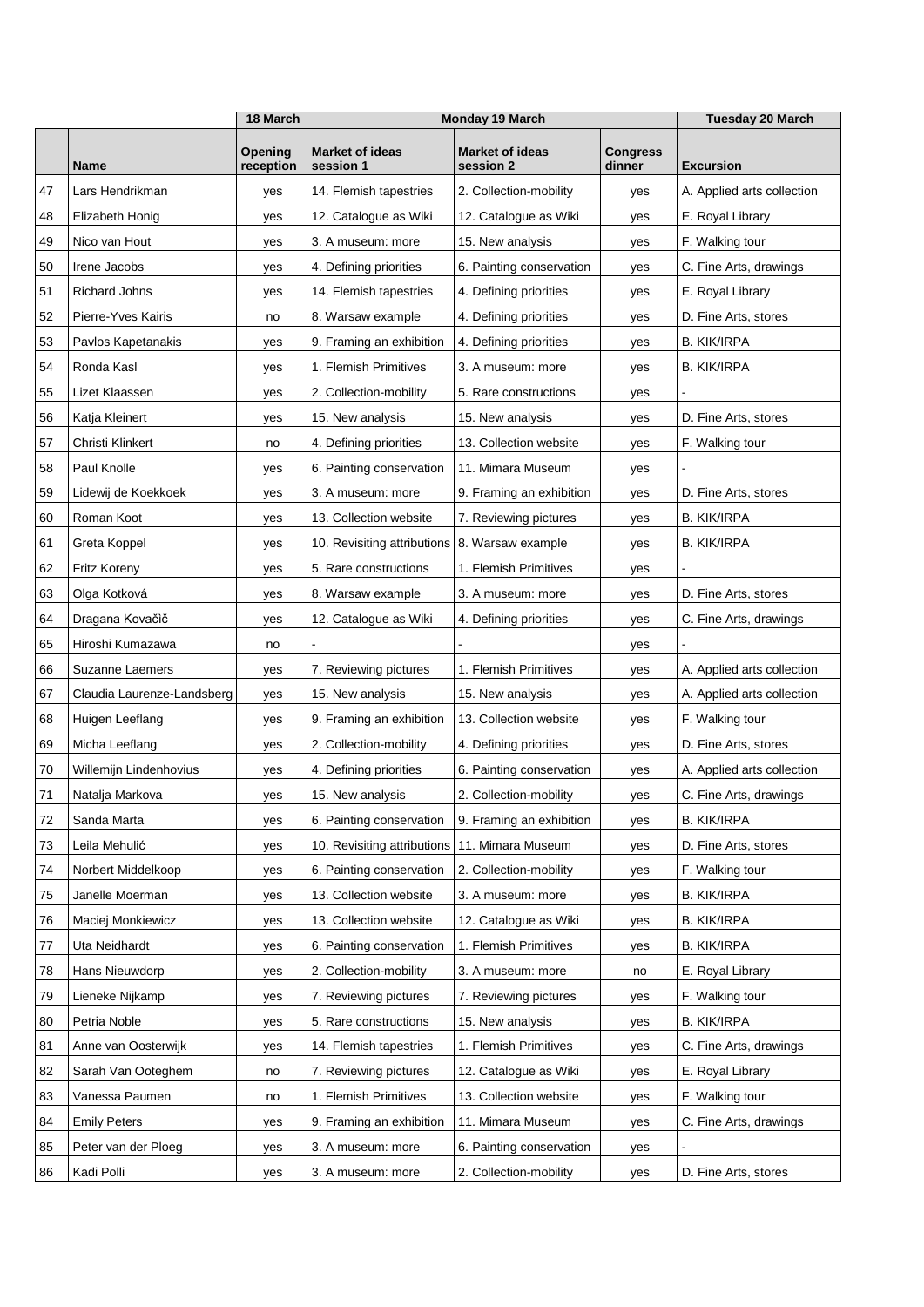| | | 18 March | Monday 19 March | | | Tuesday 20 March |
|---|---|---|---|---|---|---|
| | **Name** | **Opening reception** | **Market of ideas session 1** | **Market of ideas session 2** | **Congress dinner** | **Excursion** |
| 47 | Lars Hendrikman | yes | 14. Flemish tapestries | 2. Collection-mobility | yes | A. Applied arts collection |
| 48 | Elizabeth Honig | yes | 12. Catalogue as Wiki | 12. Catalogue as Wiki | yes | E. Royal Library |
| 49 | Nico van Hout | yes | 3. A museum: more | 15. New analysis | yes | F. Walking tour |
| 50 | Irene Jacobs | yes | 4. Defining priorities | 6. Painting conservation | yes | C. Fine Arts, drawings |
| 51 | Richard Johns | yes | 14. Flemish tapestries | 4. Defining priorities | yes | E. Royal Library |
| 52 | Pierre-Yves Kairis | no | 8. Warsaw example | 4. Defining priorities | yes | D. Fine Arts, stores |
| 53 | Pavlos Kapetanakis | yes | 9. Framing an exhibition | 4. Defining priorities | yes | B. KIK/IRPA |
| 54 | Ronda Kasl | yes | 1. Flemish Primitives | 3. A museum: more | yes | B. KIK/IRPA |
| 55 | Lizet Klaassen | yes | 2. Collection-mobility | 5. Rare constructions | yes | - |
| 56 | Katja Kleinert | yes | 15. New analysis | 15. New analysis | yes | D. Fine Arts, stores |
| 57 | Christi Klinkert | no | 4. Defining priorities | 13. Collection website | yes | F. Walking tour |
| 58 | Paul Knolle | yes | 6. Painting conservation | 11. Mimara Museum | yes | - |
| 59 | Lidewij de Koekkoek | yes | 3. A museum: more | 9. Framing an exhibition | yes | D. Fine Arts, stores |
| 60 | Roman Koot | yes | 13. Collection website | 7. Reviewing pictures | yes | B. KIK/IRPA |
| 61 | Greta Koppel | yes | 10. Revisiting attributions | 8. Warsaw example | yes | B. KIK/IRPA |
| 62 | Fritz Koreny | yes | 5. Rare constructions | 1. Flemish Primitives | yes | - |
| 63 | Olga Kotková | yes | 8. Warsaw example | 3. A museum: more | yes | D. Fine Arts, stores |
| 64 | Dragana Kovačič | yes | 12. Catalogue as Wiki | 4. Defining priorities | yes | C. Fine Arts, drawings |
| 65 | Hiroshi Kumazawa | no | - | - | yes | - |
| 66 | Suzanne Laemers | yes | 7. Reviewing pictures | 1. Flemish Primitives | yes | A. Applied arts collection |
| 67 | Claudia Laurenze-Landsberg | yes | 15. New analysis | 15. New analysis | yes | A. Applied arts collection |
| 68 | Huigen Leeflang | yes | 9. Framing an exhibition | 13. Collection website | yes | F. Walking tour |
| 69 | Micha Leeflang | yes | 2. Collection-mobility | 4. Defining priorities | yes | D. Fine Arts, stores |
| 70 | Willemijn Lindenhovius | yes | 4. Defining priorities | 6. Painting conservation | yes | A. Applied arts collection |
| 71 | Natalja Markova | yes | 15. New analysis | 2. Collection-mobility | yes | C. Fine Arts, drawings |
| 72 | Sanda Marta | yes | 6. Painting conservation | 9. Framing an exhibition | yes | B. KIK/IRPA |
| 73 | Leila Mehulić | yes | 10. Revisiting attributions | 11. Mimara Museum | yes | D. Fine Arts, stores |
| 74 | Norbert Middelkoop | yes | 6. Painting conservation | 2. Collection-mobility | yes | F. Walking tour |
| 75 | Janelle Moerman | yes | 13. Collection website | 3. A museum: more | yes | B. KIK/IRPA |
| 76 | Maciej Monkiewicz | yes | 13. Collection website | 12. Catalogue as Wiki | yes | B. KIK/IRPA |
| 77 | Uta Neidhardt | yes | 6. Painting conservation | 1. Flemish Primitives | yes | B. KIK/IRPA |
| 78 | Hans Nieuwdorp | yes | 2. Collection-mobility | 3. A museum: more | no | E. Royal Library |
| 79 | Lieneke Nijkamp | yes | 7. Reviewing pictures | 7. Reviewing pictures | yes | F. Walking tour |
| 80 | Petria Noble | yes | 5. Rare constructions | 15. New analysis | yes | B. KIK/IRPA |
| 81 | Anne van Oosterwijk | yes | 14. Flemish tapestries | 1. Flemish Primitives | yes | C. Fine Arts, drawings |
| 82 | Sarah Van Ooteghem | no | 7. Reviewing pictures | 12. Catalogue as Wiki | yes | E. Royal Library |
| 83 | Vanessa Paumen | no | 1. Flemish Primitives | 13. Collection website | yes | F. Walking tour |
| 84 | Emily Peters | yes | 9. Framing an exhibition | 11. Mimara Museum | yes | C. Fine Arts, drawings |
| 85 | Peter van der Ploeg | yes | 3. A museum: more | 6. Painting conservation | yes | - |
| 86 | Kadi Polli | yes | 3. A museum: more | 2. Collection-mobility | yes | D. Fine Arts, stores |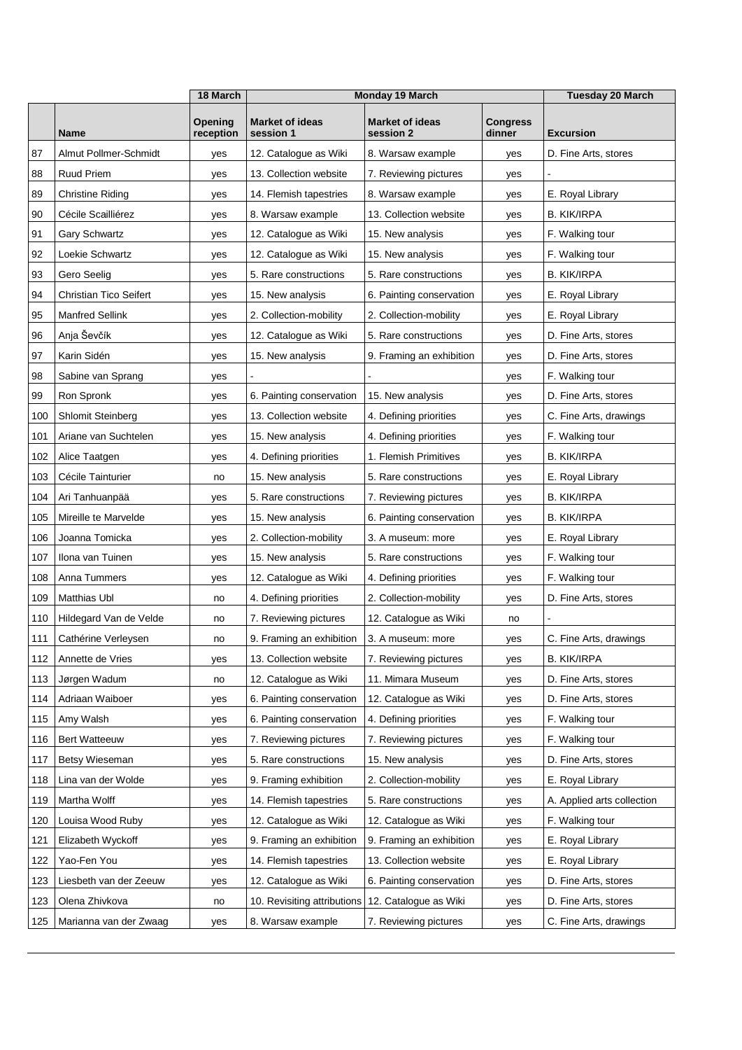| | | 18 March | Monday 19 March | | | Tuesday 20 March |
|---|---|---|---|---|---|---|
| | **Name** | **Opening reception** | **Market of ideas session 1** | **Market of ideas session 2** | **Congress dinner** | **Excursion** |
| 87 | Almut Pollmer-Schmidt | yes | 12. Catalogue as Wiki | 8. Warsaw example | yes | D. Fine Arts, stores |
| 88 | Ruud Priem | yes | 13. Collection website | 7. Reviewing pictures | yes | - |
| 89 | Christine Riding | yes | 14. Flemish tapestries | 8. Warsaw example | yes | E. Royal Library |
| 90 | Cécile Scailliérez | yes | 8. Warsaw example | 13. Collection website | yes | B. KIK/IRPA |
| 91 | Gary Schwartz | yes | 12. Catalogue as Wiki | 15. New analysis | yes | F. Walking tour |
| 92 | Loekie Schwartz | yes | 12. Catalogue as Wiki | 15. New analysis | yes | F. Walking tour |
| 93 | Gero Seelig | yes | 5. Rare constructions | 5. Rare constructions | yes | B. KIK/IRPA |
| 94 | Christian Tico Seifert | yes | 15. New analysis | 6. Painting conservation | yes | E. Royal Library |
| 95 | Manfred Sellink | yes | 2. Collection-mobility | 2. Collection-mobility | yes | E. Royal Library |
| 96 | Anja Ševčík | yes | 12. Catalogue as Wiki | 5. Rare constructions | yes | D. Fine Arts, stores |
| 97 | Karin Sidén | yes | 15. New analysis | 9. Framing an exhibition | yes | D. Fine Arts, stores |
| 98 | Sabine van Sprang | yes | - | - | yes | F. Walking tour |
| 99 | Ron Spronk | yes | 6. Painting conservation | 15. New analysis | yes | D. Fine Arts, stores |
| 100 | Shlomit Steinberg | yes | 13. Collection website | 4. Defining priorities | yes | C. Fine Arts, drawings |
| 101 | Ariane van Suchtelen | yes | 15. New analysis | 4. Defining priorities | yes | F. Walking tour |
| 102 | Alice Taatgen | yes | 4. Defining priorities | 1. Flemish Primitives | yes | B. KIK/IRPA |
| 103 | Cécile Tainturier | no | 15. New analysis | 5. Rare constructions | yes | E. Royal Library |
| 104 | Ari Tanhuanpää | yes | 5. Rare constructions | 7. Reviewing pictures | yes | B. KIK/IRPA |
| 105 | Mireille te Marvelde | yes | 15. New analysis | 6. Painting conservation | yes | B. KIK/IRPA |
| 106 | Joanna Tomicka | yes | 2. Collection-mobility | 3. A museum: more | yes | E. Royal Library |
| 107 | Ilona van Tuinen | yes | 15. New analysis | 5. Rare constructions | yes | F. Walking tour |
| 108 | Anna Tummers | yes | 12. Catalogue as Wiki | 4. Defining priorities | yes | F. Walking tour |
| 109 | Matthias Ubl | no | 4. Defining priorities | 2. Collection-mobility | yes | D. Fine Arts, stores |
| 110 | Hildegard Van de Velde | no | 7. Reviewing pictures | 12. Catalogue as Wiki | no | - |
| 111 | Cathérine Verleysen | no | 9. Framing an exhibition | 3. A museum: more | yes | C. Fine Arts, drawings |
| 112 | Annette de Vries | yes | 13. Collection website | 7. Reviewing pictures | yes | B. KIK/IRPA |
| 113 | Jørgen Wadum | no | 12. Catalogue as Wiki | 11. Mimara Museum | yes | D. Fine Arts, stores |
| 114 | Adriaan Waiboer | yes | 6. Painting conservation | 12. Catalogue as Wiki | yes | D. Fine Arts, stores |
| 115 | Amy Walsh | yes | 6. Painting conservation | 4. Defining priorities | yes | F. Walking tour |
| 116 | Bert Watteeuw | yes | 7. Reviewing pictures | 7. Reviewing pictures | yes | F. Walking tour |
| 117 | Betsy Wieseman | yes | 5. Rare constructions | 15. New analysis | yes | D. Fine Arts, stores |
| 118 | Lina van der Wolde | yes | 9. Framing exhibition | 2. Collection-mobility | yes | E. Royal Library |
| 119 | Martha Wolff | yes | 14. Flemish tapestries | 5. Rare constructions | yes | A. Applied arts collection |
| 120 | Louisa Wood Ruby | yes | 12. Catalogue as Wiki | 12. Catalogue as Wiki | yes | F. Walking tour |
| 121 | Elizabeth Wyckoff | yes | 9. Framing an exhibition | 9. Framing an exhibition | yes | E. Royal Library |
| 122 | Yao-Fen You | yes | 14. Flemish tapestries | 13. Collection website | yes | E. Royal Library |
| 123 | Liesbeth van der Zeeuw | yes | 12. Catalogue as Wiki | 6. Painting conservation | yes | D. Fine Arts, stores |
| 123 | Olena Zhivkova | no | 10. Revisiting attributions | 12. Catalogue as Wiki | yes | D. Fine Arts, stores |
| 125 | Marianna van der Zwaag | yes | 8. Warsaw example | 7. Reviewing pictures | yes | C. Fine Arts, drawings |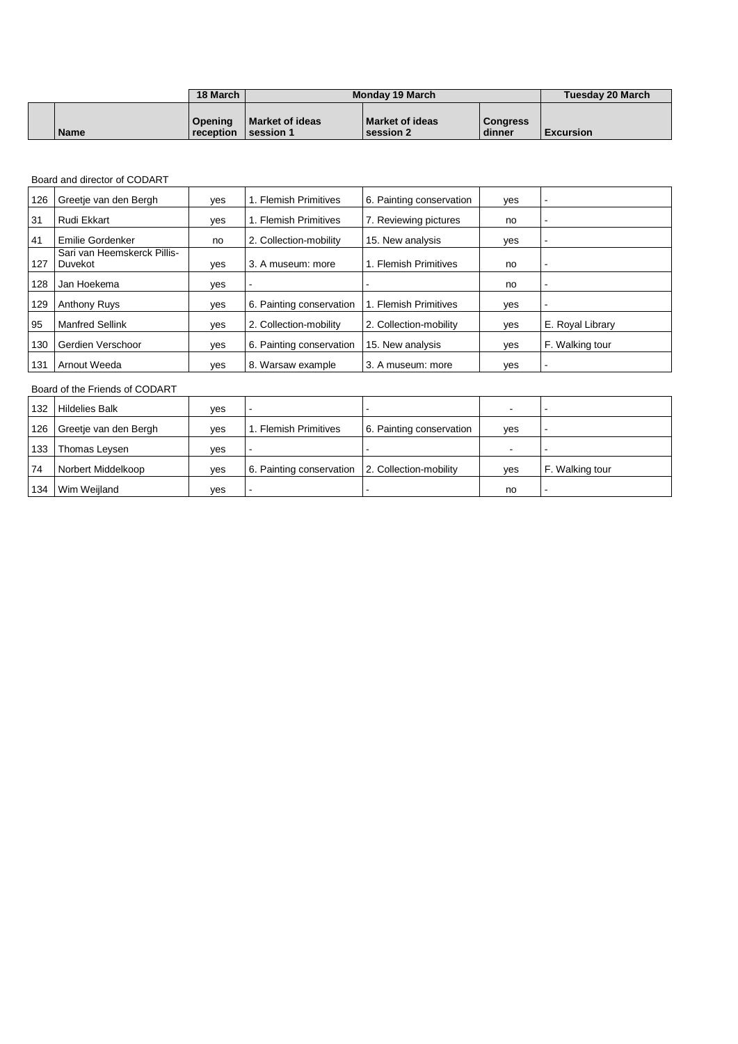| | | 18 March | Monday 19 March | | | Tuesday 20 March |
|---|---|---|---|---|---|---|
| | **Name** | **Opening reception** | **Market of ideas session 1** | **Market of ideas session 2** | **Congress dinner** | **Excursion** |

Board and director of CODART

| | | | | | | |
|---|---|---|---|---|---|---|
| 126 | Greetje van den Bergh | yes | 1. Flemish Primitives | 6. Painting conservation | yes | - |
| 31 | Rudi Ekkart | yes | 1. Flemish Primitives | 7. Reviewing pictures | no | - |
| 41 | Emilie Gordenker | no | 2. Collection-mobility | 15. New analysis | yes | - |
| 127 | Sari van Heemskerck Pillis-Duvekot | yes | 3. A museum: more | 1. Flemish Primitives | no | - |
| 128 | Jan Hoekema | yes | - | - | no | - |
| 129 | Anthony Ruys | yes | 6. Painting conservation | 1. Flemish Primitives | yes | - |
| 95 | Manfred Sellink | yes | 2. Collection-mobility | 2. Collection-mobility | yes | E. Royal Library |
| 130 | Gerdien Verschoor | yes | 6. Painting conservation | 15. New analysis | yes | F. Walking tour |
| 131 | Arnout Weeda | yes | 8. Warsaw example | 3. A museum: more | yes | - |

Board of the Friends of CODART

| | | | | | | |
|---|---|---|---|---|---|---|
| 132 | Hildelies Balk | yes | - | - | - | - |
| 126 | Greetje van den Bergh | yes | 1. Flemish Primitives | 6. Painting conservation | yes | - |
| 133 | Thomas Leysen | yes | - | - | - | - |
| 74 | Norbert Middelkoop | yes | 6. Painting conservation | 2. Collection-mobility | yes | F. Walking tour |
| 134 | Wim Weijland | yes | - | - | no | - |